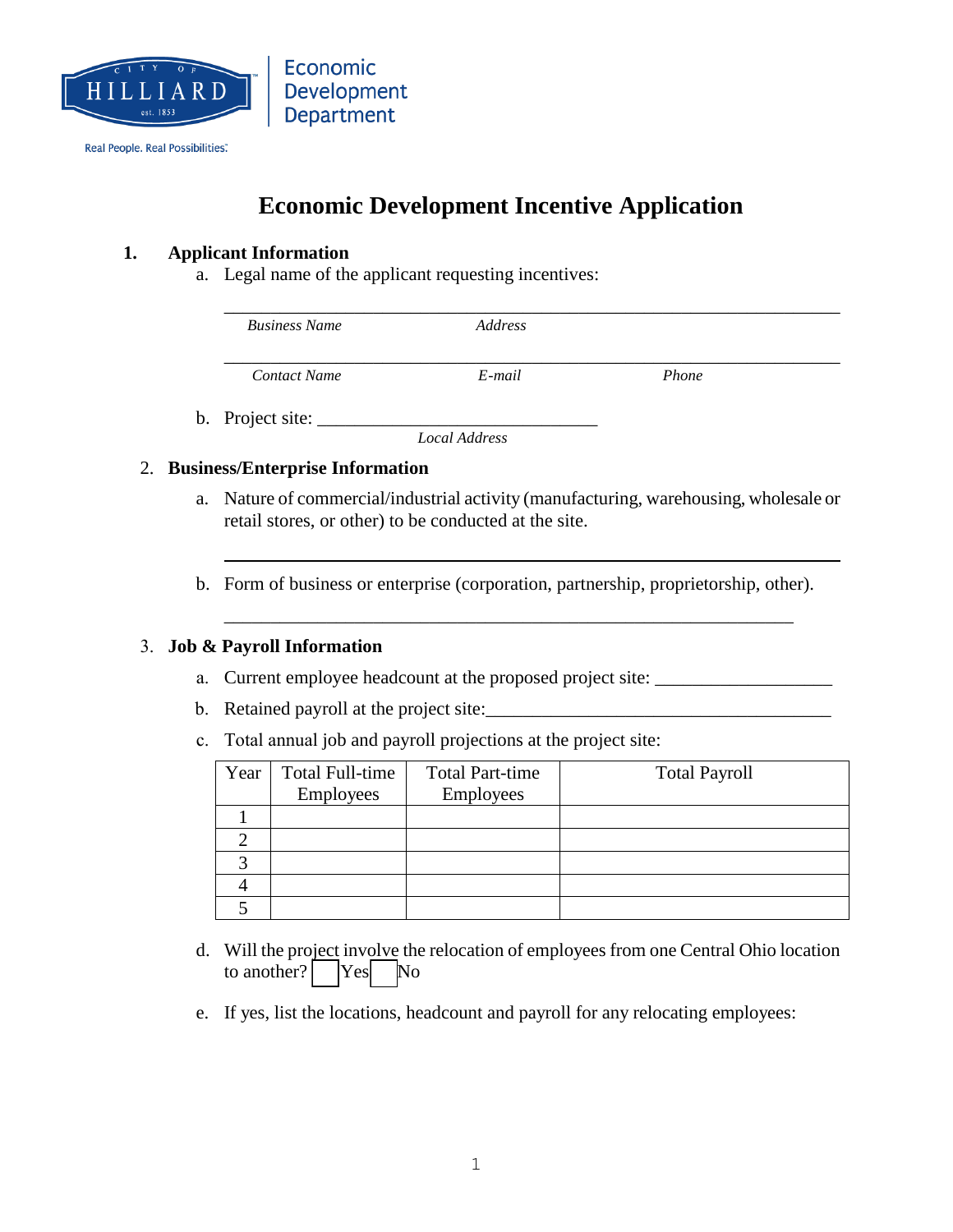CITY OF HILLIARD est. 1853

Real People. Real Possibilities.

Economic Development Department

# Economic Development Incentive Application

## 1. Applicant Information

a. Legal name of the applicant requesting incentives:

_______________________________________________

*Business Name* *Address*

_______________________________________________

*Contact Name* *E-mail* *Phone*

b. Project site: ______________________________

*Local Address*

## 2. Business/Enterprise Information

a. Nature of commercial/industrial activity (manufacturing, warehousing, wholesale or retail stores, or other) to be conducted at the site.

_______________________________________________

b. Form of business or enterprise (corporation, partnership, proprietorship, other).

_______________________________________________

## 3. Job & Payroll Information

a. Current employee headcount at the proposed project site: ___________________

b. Retained payroll at the project site:_____________________________________

c. Total annual job and payroll projections at the project site:

| Year | Total Full-time Employees | Total Part-time Employees | Total Payroll |
|---|---|---|---|
| 1 | | | |
| 2 | | | |
| 3 | | | |
| 4 | | | |
| 5 | | | |

d. Will the project involve the relocation of employees from one Central Ohio location to another? ☐ Yes ☐ No

e. If yes, list the locations, headcount and payroll for any relocating employees: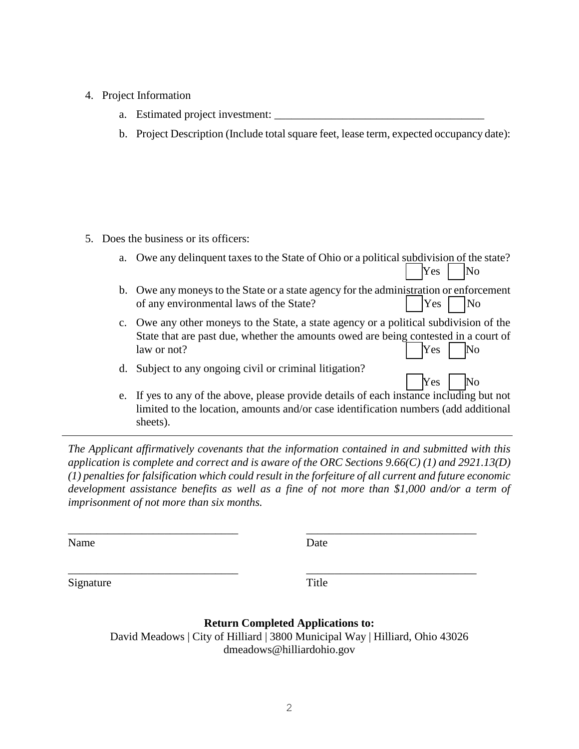4. Project Information

   a. Estimated project investment: ______________________________________

   b. Project Description (Include total square feet, lease term, expected occupancy date):

5. Does the business or its officers:

   a. Owe any delinquent taxes to the State of Ohio or a political subdivision of the state?
      ☐ Yes ☐ No

   b. Owe any moneys to the State or a state agency for the administration or enforcement of any environmental laws of the State? ☐ Yes ☐ No

   c. Owe any other moneys to the State, a state agency or a political subdivision of the State that are past due, whether the amounts owed are being contested in a court of law or not? ☐ Yes ☐ No

   d. Subject to any ongoing civil or criminal litigation?
      ☐ Yes ☐ No

   e. If yes to any of the above, please provide details of each instance including but not limited to the location, amounts and/or case identification numbers (add additional sheets).

---

*The Applicant affirmatively covenants that the information contained in and submitted with this application is complete and correct and is aware of the ORC Sections 9.66(C) (1) and 2921.13(D) (1) penalties for falsification which could result in the forfeiture of all current and future economic development assistance benefits as well as a fine of not more than $1,000 and/or a term of imprisonment of not more than six months.*

______________________________ ______________________________
Name Date

______________________________ ______________________________
Signature Title

**Return Completed Applications to:**
David Meadows | City of Hilliard | 3800 Municipal Way | Hilliard, Ohio 43026
dmeadows@hilliardohio.gov